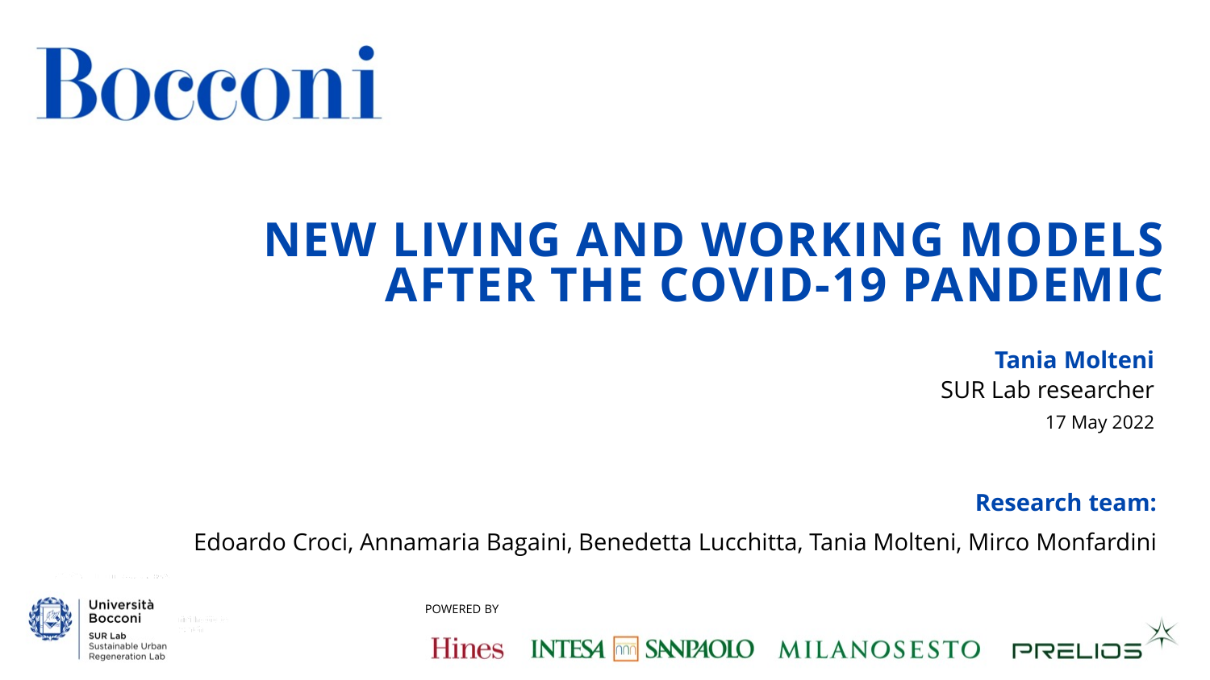Bocconi

# NEW LIVING AND WORKING MODELS AFTER THE COVID-19 PANDEMIC

**Tania Molteni**
SUR Lab researcher
17 May 2022

**Research team:**

Edoardo Croci, Annamaria Bagaini, Benedetta Lucchitta, Tania Molteni, Mirco Monfardini

Università Bocconi
SUR Lab
Sustainable Urban Regeneration Lab

POWERED BY

Hines INTESA SANPAOLO MILANOSESTO PRELIOS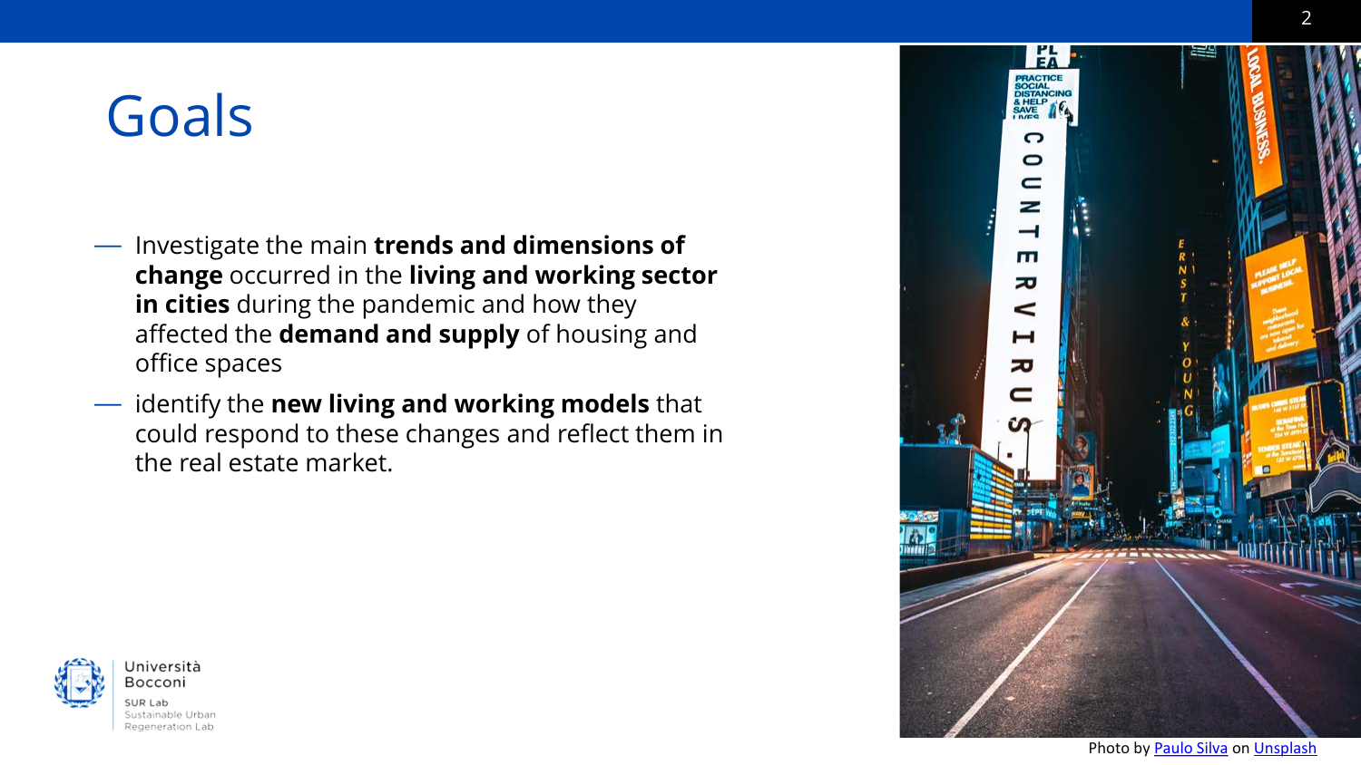# Goals

- Investigate the main **trends and dimensions of change** occurred in the **living and working sector in cities** during the pandemic and how they affected the **demand and supply** of housing and office spaces
- identify the **new living and working models** that could respond to these changes and reflect them in the real estate market.

Photo by Paulo Silva on Unsplash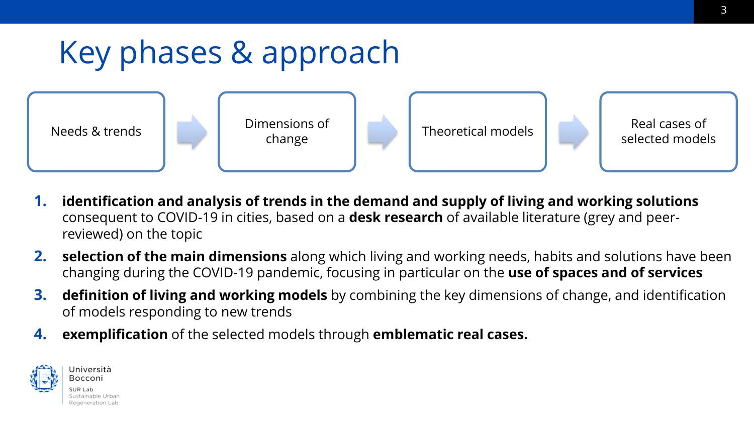# Key phases & approach

Needs & trends → Dimensions of change → Theoretical models → Real cases of selected models

1. **identification and analysis of trends in the demand and supply of living and working solutions** consequent to COVID-19 in cities, based on a **desk research** of available literature (grey and peer-reviewed) on the topic
2. **selection of the main dimensions** along which living and working needs, habits and solutions have been changing during the COVID-19 pandemic, focusing in particular on the **use of spaces and of services**
3. **definition of living and working models** by combining the key dimensions of change, and identification of models responding to new trends
4. **exemplification** of the selected models through **emblematic real cases.**

Università Bocconi
SUR Lab
Sustainable Urban Regeneration Lab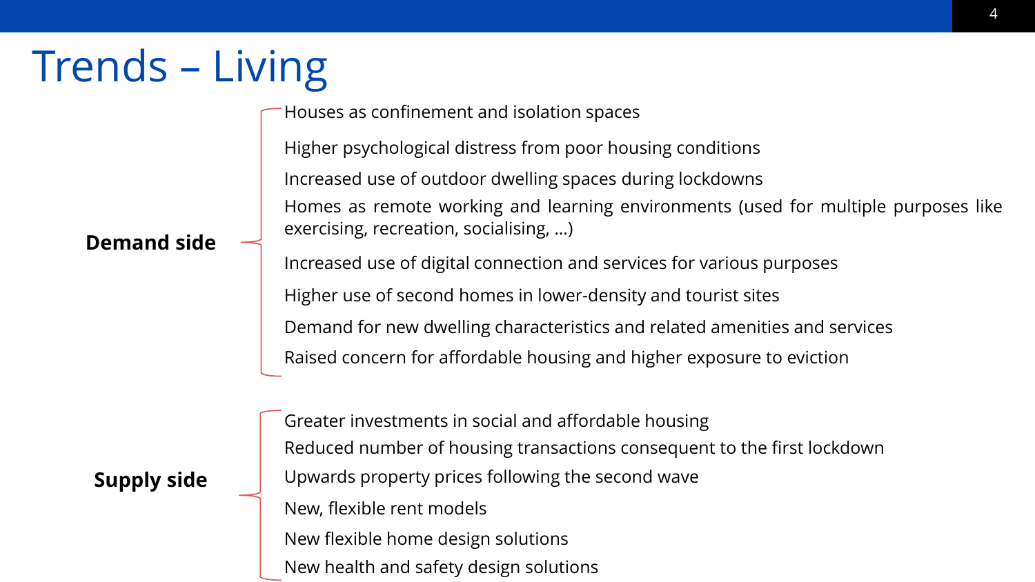# Trends – Living

**Demand side**

- Houses as confinement and isolation spaces
- Higher psychological distress from poor housing conditions
- Increased use of outdoor dwelling spaces during lockdowns
- Homes as remote working and learning environments (used for multiple purposes like exercising, recreation, socialising, …)
- Increased use of digital connection and services for various purposes
- Higher use of second homes in lower-density and tourist sites
- Demand for new dwelling characteristics and related amenities and services
- Raised concern for affordable housing and higher exposure to eviction

**Supply side**

- Greater investments in social and affordable housing
- Reduced number of housing transactions consequent to the first lockdown
- Upwards property prices following the second wave
- New, flexible rent models
- New flexible home design solutions
- New health and safety design solutions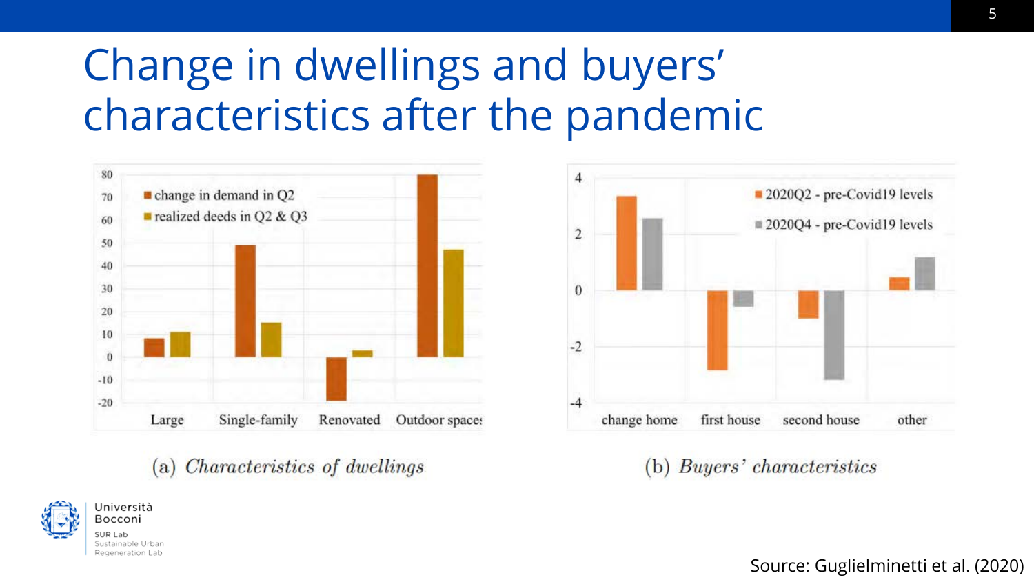# Change in dwellings and buyers' characteristics after the pandemic

(a) *Characteristics of dwellings*

(b) *Buyers' characteristics*

Università Bocconi

SUR Lab
Sustainable Urban Regeneration Lab

Source: Guglielminetti et al. (2020)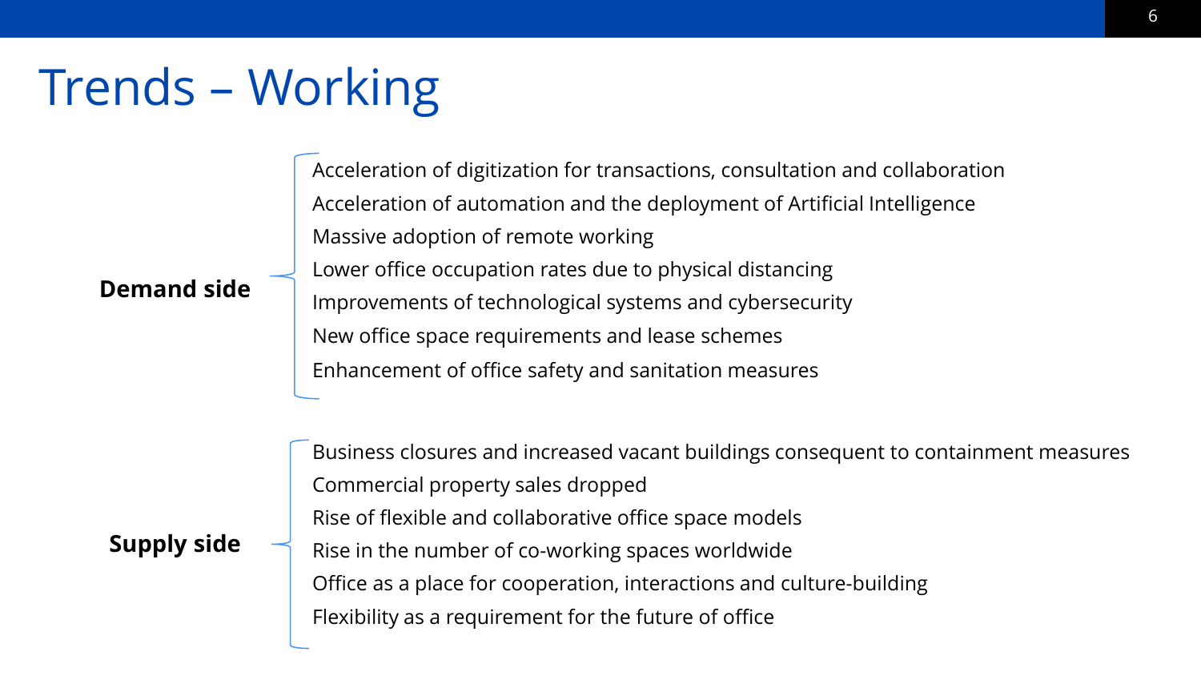# Trends – Working

**Demand side**

- Acceleration of digitization for transactions, consultation and collaboration
- Acceleration of automation and the deployment of Artificial Intelligence
- Massive adoption of remote working
- Lower office occupation rates due to physical distancing
- Improvements of technological systems and cybersecurity
- New office space requirements and lease schemes
- Enhancement of office safety and sanitation measures

**Supply side**

- Business closures and increased vacant buildings consequent to containment measures
- Commercial property sales dropped
- Rise of flexible and collaborative office space models
- Rise in the number of co-working spaces worldwide
- Office as a place for cooperation, interactions and culture-building
- Flexibility as a requirement for the future of office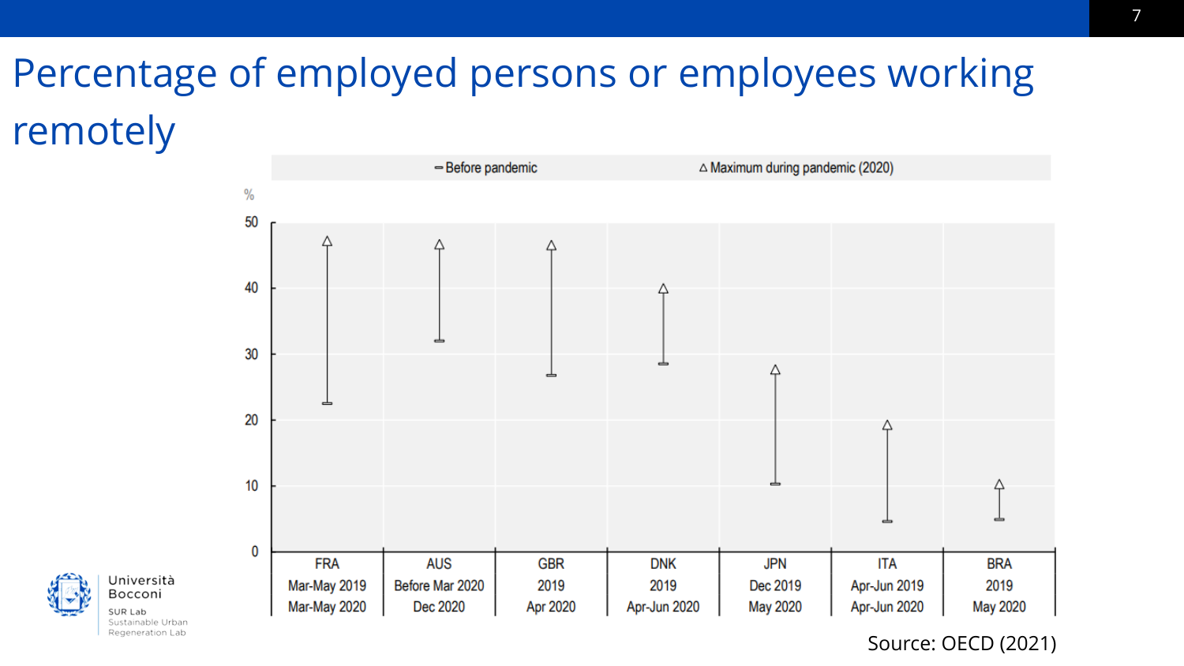# Percentage of employed persons or employees working remotely

– Before pandemic △ Maximum during pandemic (2020)

| Country | Before pandemic period | Pandemic period |
|---|---|---|
| FRA | Mar-May 2019 | Mar-May 2020 |
| AUS | Before Mar 2020 | Dec 2020 |
| GBR | 2019 | Apr 2020 |
| DNK | 2019 | Apr-Jun 2020 |
| JPN | Dec 2019 | May 2020 |
| ITA | Apr-Jun 2019 | Apr-Jun 2020 |
| BRA | 2019 | May 2020 |

Source: OECD (2021)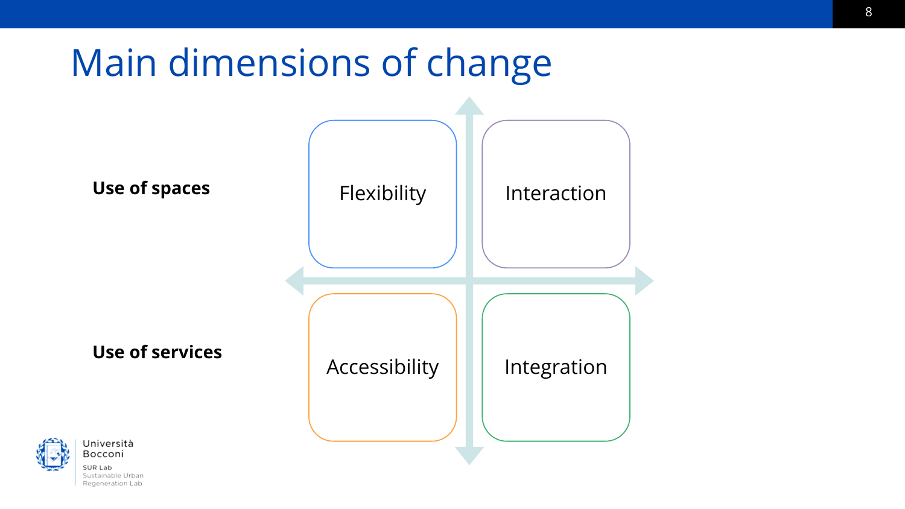# Main dimensions of change

| | | |
| --- | --- | --- |
| **Use of spaces** | Flexibility | Interaction |
| **Use of services** | Accessibility | Integration |

Università Bocconi
SUR Lab
Sustainable Urban Regeneration Lab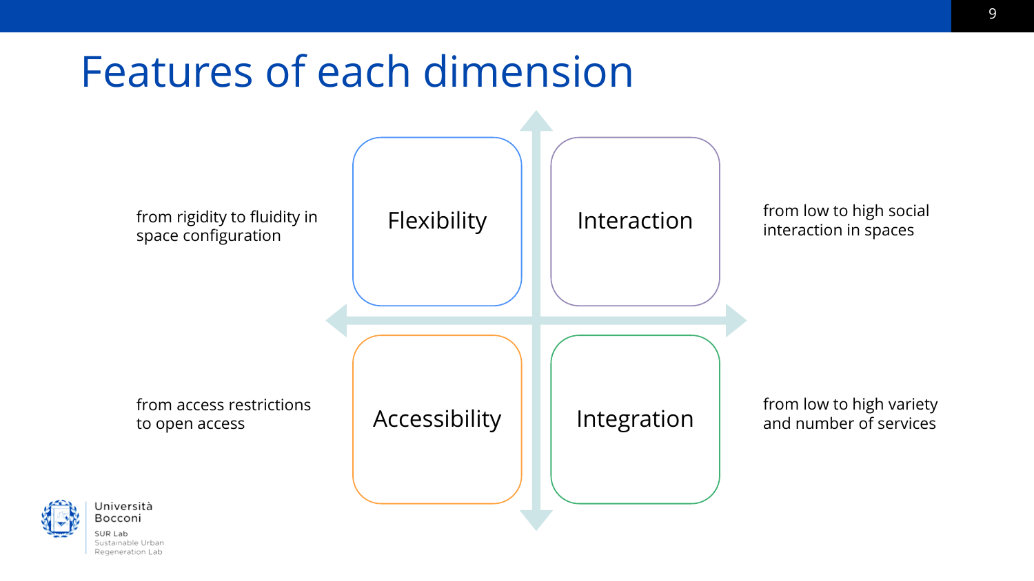# Features of each dimension

- **Flexibility**: from rigidity to fluidity in space configuration
- **Interaction**: from low to high social interaction in spaces
- **Accessibility**: from access restrictions to open access
- **Integration**: from low to high variety and number of services

Università Bocconi
SUR Lab
Sustainable Urban Regeneration Lab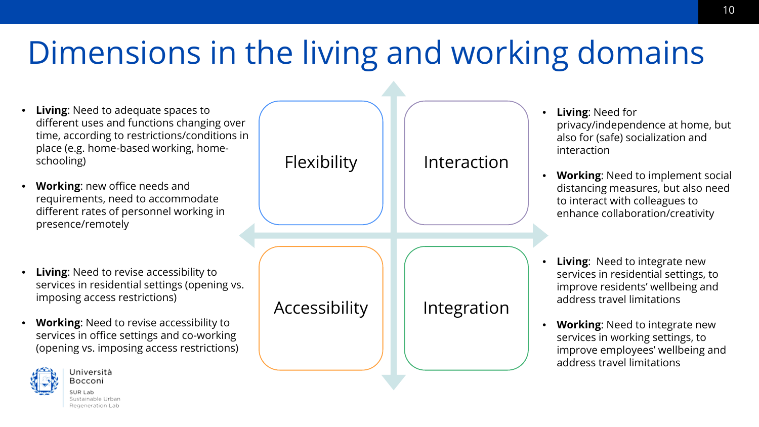# Dimensions in the living and working domains

## Flexibility

- **Living**: Need to adequate spaces to different uses and functions changing over time, according to restrictions/conditions in place (e.g. home-based working, home-schooling)
- **Working**: new office needs and requirements, need to accommodate different rates of personnel working in presence/remotely

## Interaction

- **Living**: Need for privacy/independence at home, but also for (safe) socialization and interaction
- **Working**: Need to implement social distancing measures, but also need to interact with colleagues to enhance collaboration/creativity

## Accessibility

- **Living**: Need to revise accessibility to services in residential settings (opening vs. imposing access restrictions)
- **Working**: Need to revise accessibility to services in office settings and co-working (opening vs. imposing access restrictions)

## Integration

- **Living**: Need to integrate new services in residential settings, to improve residents' wellbeing and address travel limitations
- **Working**: Need to integrate new services in working settings, to improve employees' wellbeing and address travel limitations

Università Bocconi
SUR Lab
Sustainable Urban Regeneration Lab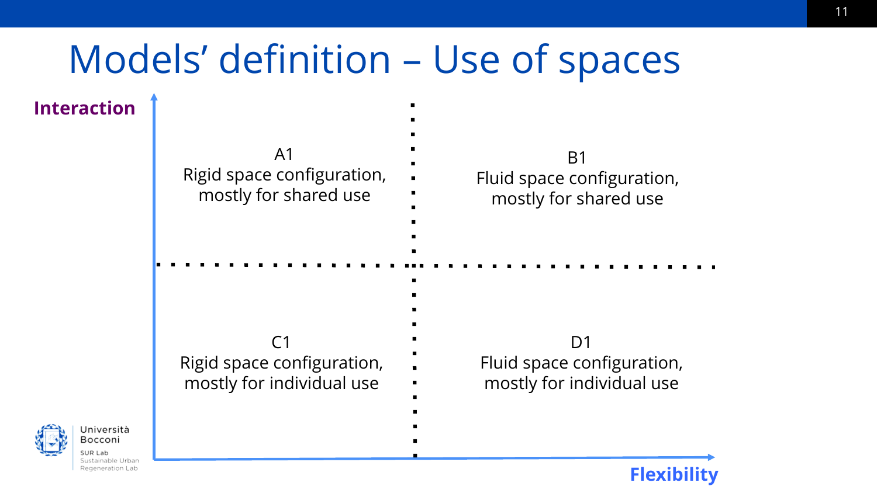# Models' definition – Use of spaces

**Interaction** (vertical axis) / **Flexibility** (horizontal axis)

| | Rigid | Fluid |
|---|---|---|
| **Shared use** | A1<br>Rigid space configuration, mostly for shared use | B1<br>Fluid space configuration, mostly for shared use |
| **Individual use** | C1<br>Rigid space configuration, mostly for individual use | D1<br>Fluid space configuration, mostly for individual use |

Università Bocconi
SUR Lab
Sustainable Urban Regeneration Lab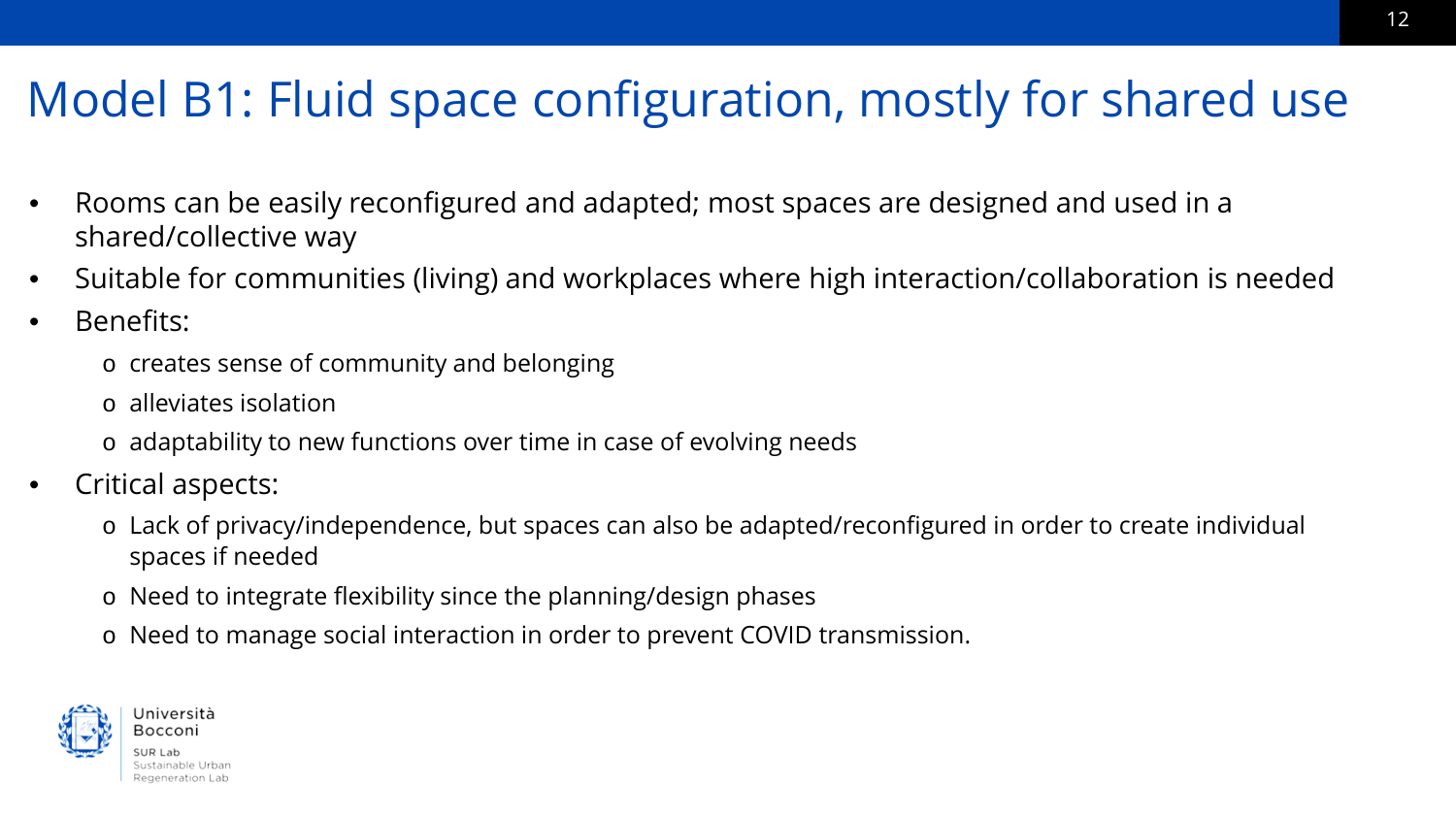# Model B1: Fluid space configuration, mostly for shared use

- Rooms can be easily reconfigured and adapted; most spaces are designed and used in a shared/collective way
- Suitable for communities (living) and workplaces where high interaction/collaboration is needed
- Benefits:
  - creates sense of community and belonging
  - alleviates isolation
  - adaptability to new functions over time in case of evolving needs
- Critical aspects:
  - Lack of privacy/independence, but spaces can also be adapted/reconfigured in order to create individual spaces if needed
  - Need to integrate flexibility since the planning/design phases
  - Need to manage social interaction in order to prevent COVID transmission.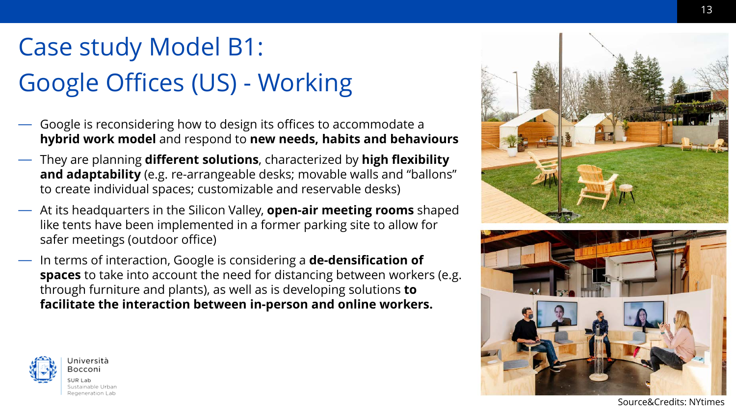# Case study Model B1: Google Offices (US) - Working

- Google is reconsidering how to design its offices to accommodate a **hybrid work model** and respond to **new needs, habits and behaviours**
- They are planning **different solutions**, characterized by **high flexibility and adaptability** (e.g. re-arrangeable desks; movable walls and "ballons" to create individual spaces; customizable and reservable desks)
- At its headquarters in the Silicon Valley, **open-air meeting rooms** shaped like tents have been implemented in a former parking site to allow for safer meetings (outdoor office)
- In terms of interaction, Google is considering a **de-densification of spaces** to take into account the need for distancing between workers (e.g. through furniture and plants), as well as is developing solutions **to facilitate the interaction between in-person and online workers.**

Source&Credits: NYtimes

Università Bocconi
SUR Lab
Sustainable Urban Regeneration Lab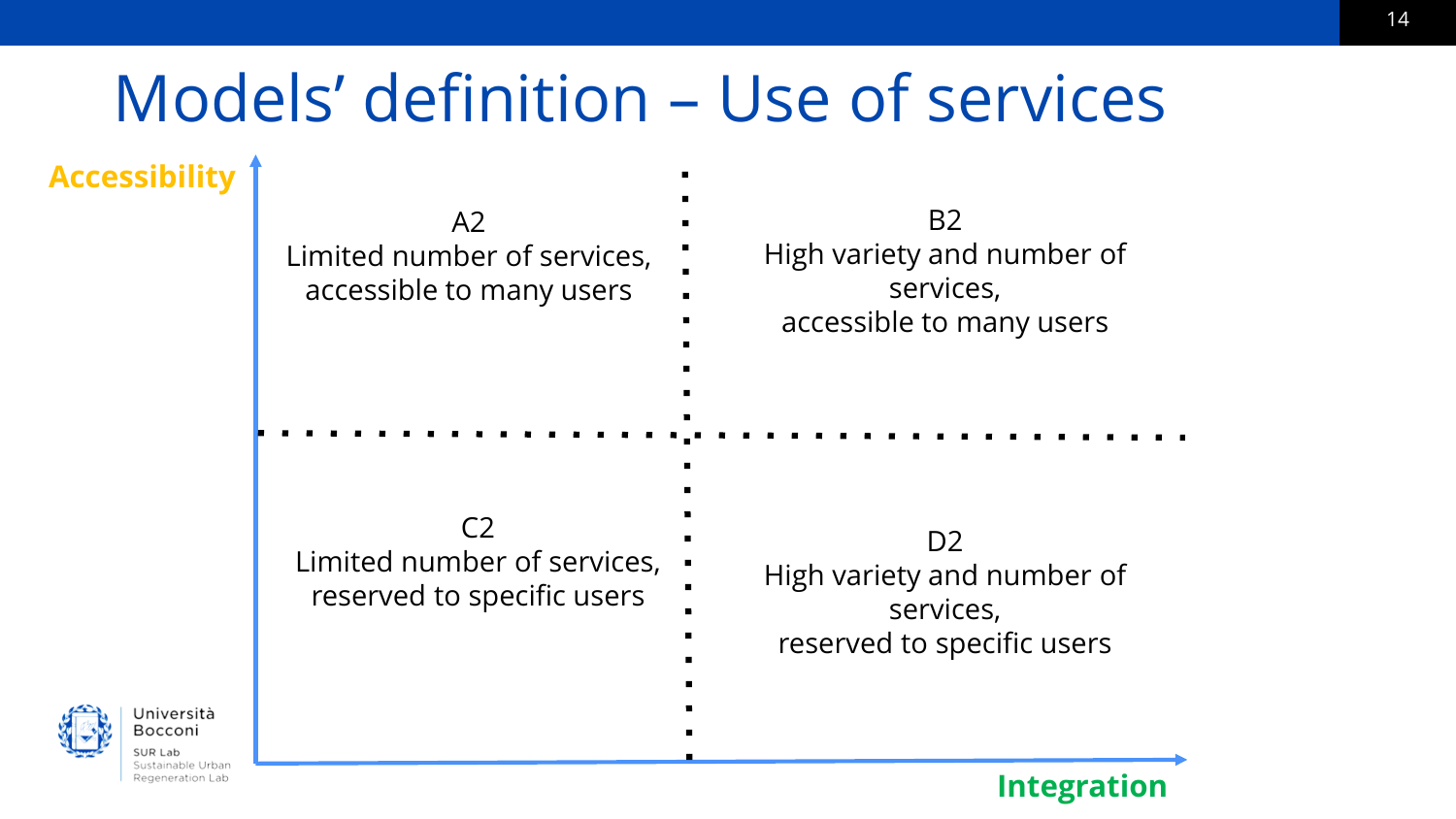# Models' definition – Use of services

**Accessibility** (vertical axis) / **Integration** (horizontal axis)

| | Lower integration | Higher integration |
|---|---|---|
| **Higher accessibility** | A2<br>Limited number of services, accessible to many users | B2<br>High variety and number of services, accessible to many users |
| **Lower accessibility** | C2<br>Limited number of services, reserved to specific users | D2<br>High variety and number of services, reserved to specific users |

Università Bocconi
SUR Lab
Sustainable Urban Regeneration Lab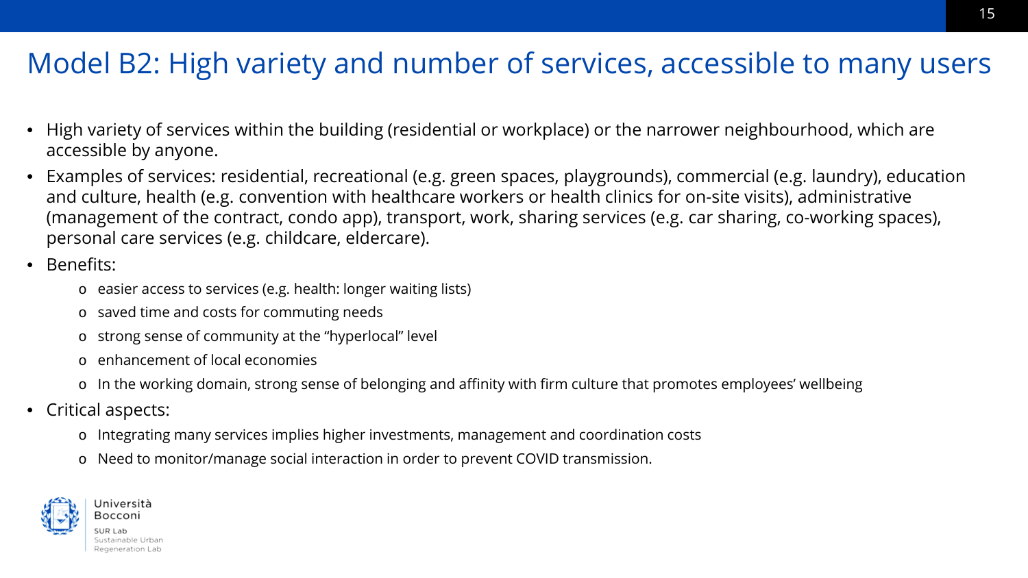# Model B2: High variety and number of services, accessible to many users

- High variety of services within the building (residential or workplace) or the narrower neighbourhood, which are accessible by anyone.
- Examples of services: residential, recreational (e.g. green spaces, playgrounds), commercial (e.g. laundry), education and culture, health (e.g. convention with healthcare workers or health clinics for on-site visits), administrative (management of the contract, condo app), transport, work, sharing services (e.g. car sharing, co-working spaces), personal care services (e.g. childcare, eldercare).
- Benefits:
  - easier access to services (e.g. health: longer waiting lists)
  - saved time and costs for commuting needs
  - strong sense of community at the "hyperlocal" level
  - enhancement of local economies
  - In the working domain, strong sense of belonging and affinity with firm culture that promotes employees' wellbeing
- Critical aspects:
  - Integrating many services implies higher investments, management and coordination costs
  - Need to monitor/manage social interaction in order to prevent COVID transmission.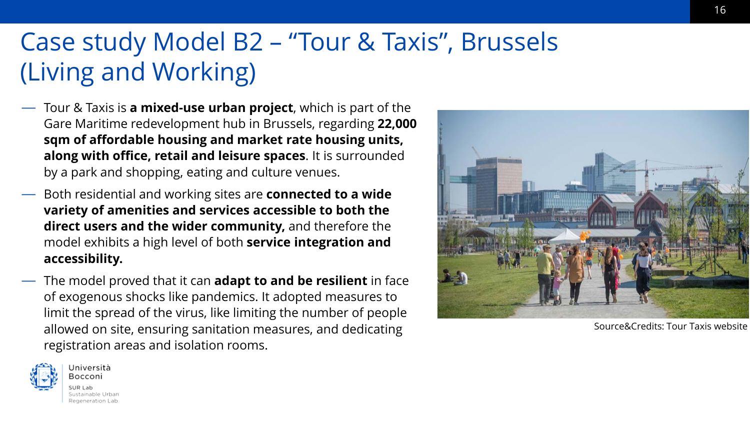# Case study Model B2 – "Tour & Taxis", Brussels (Living and Working)

- Tour & Taxis is **a mixed-use urban project**, which is part of the Gare Maritime redevelopment hub in Brussels, regarding **22,000 sqm of affordable housing and market rate housing units, along with office, retail and leisure spaces**. It is surrounded by a park and shopping, eating and culture venues.
- Both residential and working sites are **connected to a wide variety of amenities and services accessible to both the direct users and the wider community,** and therefore the model exhibits a high level of both **service integration and accessibility.**
- The model proved that it can **adapt to and be resilient** in face of exogenous shocks like pandemics. It adopted measures to limit the spread of the virus, like limiting the number of people allowed on site, ensuring sanitation measures, and dedicating registration areas and isolation rooms.

Source&Credits: Tour Taxis website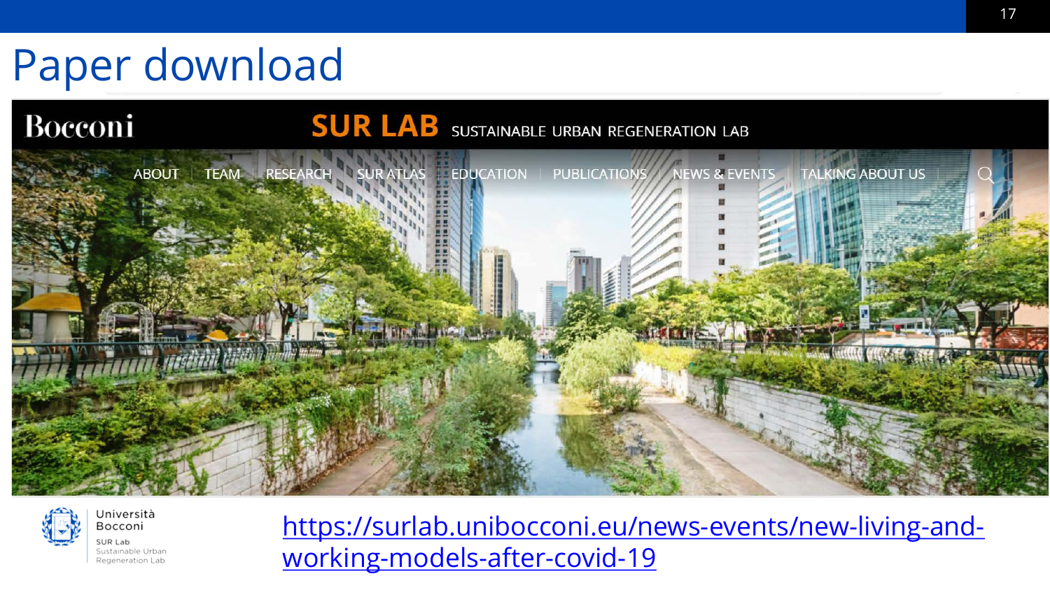# Paper download

Bocconi

SUR LAB SUSTAINABLE URBAN REGENERATION LAB

ABOUT | TEAM | RESEARCH | SUR ATLAS | EDUCATION | PUBLICATIONS | NEWS & EVENTS | TALKING ABOUT US

Università Bocconi
SUR Lab
Sustainable Urban Regeneration Lab

https://surlab.unibocconi.eu/news-events/new-living-and-working-models-after-covid-19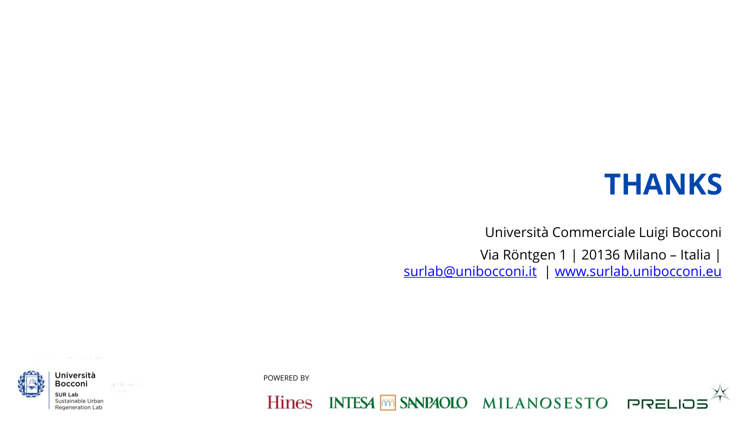# THANKS

Università Commerciale Luigi Bocconi

Via Röntgen 1 | 20136 Milano – Italia | surlab@unibocconi.it | www.surlab.unibocconi.eu

Università Bocconi

SUR Lab
Sustainable Urban
Regeneration Lab

POWERED BY

Hines INTESA SANPAOLO MILANOSESTO PRELIOS